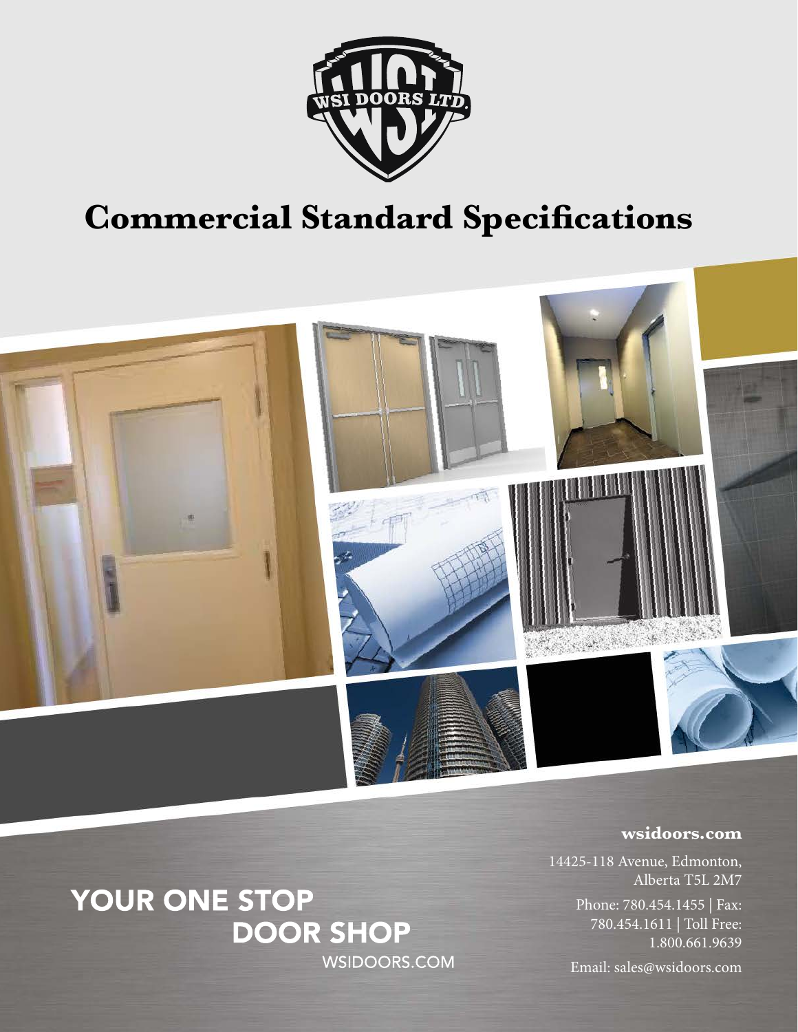WSI DOORS LTD.

# Commercial Standard Specifications

**wsidoors.com**

14425-118 Avenue, Edmonton, Alberta T5L 2M7

Phone: 780.454.1455 | Fax: 780.454.1611 | Toll Free: 1.800.661.9639

Email: sales@wsidoors.com

## YOUR ONE STOP DOOR SHOP

WSIDOORS.COM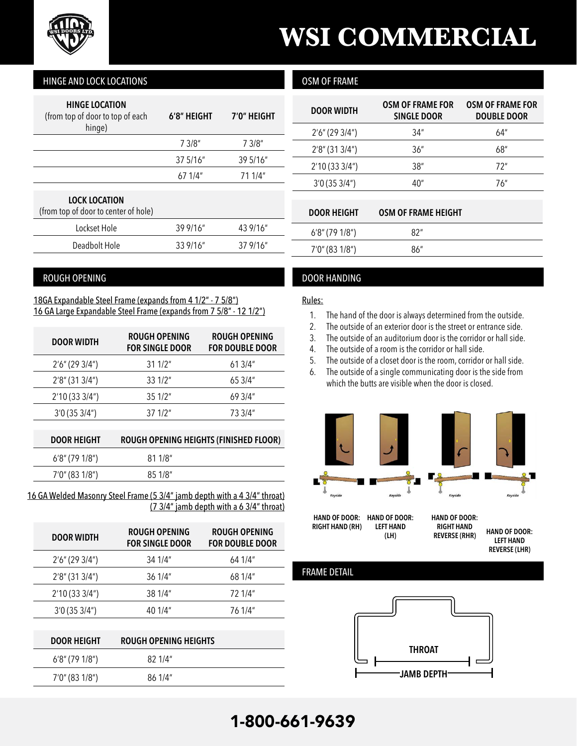# WSI COMMERCIAL

## HINGE AND LOCK LOCATIONS

| HINGE LOCATION (from top of door to top of each hinge) | 6'8" HEIGHT | 7'0" HEIGHT |
| --- | --- | --- |
| | 7 3/8" | 7 3/8" |
| | 37 5/16" | 39 5/16" |
| | 67 1/4" | 71 1/4" |

| LOCK LOCATION (from top of door to center of hole) | | |
| --- | --- | --- |
| Lockset Hole | 39 9/16" | 43 9/16" |
| Deadbolt Hole | 33 9/16" | 37 9/16" |

## OSM OF FRAME

| DOOR WIDTH | OSM OF FRAME FOR SINGLE DOOR | OSM OF FRAME FOR DOUBLE DOOR |
| --- | --- | --- |
| 2'6" (29 3/4") | 34" | 64" |
| 2'8" (31 3/4") | 36" | 68" |
| 2'10 (33 3/4") | 38" | 72" |
| 3'0 (35 3/4") | 40" | 76" |

| DOOR HEIGHT | OSM OF FRAME HEIGHT |
| --- | --- |
| 6'8" (79 1/8") | 82" |
| 7'0" (83 1/8") | 86" |

## ROUGH OPENING

18GA Expandable Steel Frame (expands from 4 1/2" - 7 5/8")
16 GA Large Expandable Steel Frame (expands from 7 5/8" - 12 1/2")

| DOOR WIDTH | ROUGH OPENING FOR SINGLE DOOR | ROUGH OPENING FOR DOUBLE DOOR |
| --- | --- | --- |
| 2'6" (29 3/4") | 31 1/2" | 61 3/4" |
| 2'8" (31 3/4") | 33 1/2" | 65 3/4" |
| 2'10 (33 3/4") | 35 1/2" | 69 3/4" |
| 3'0 (35 3/4") | 37 1/2" | 73 3/4" |

| DOOR HEIGHT | ROUGH OPENING HEIGHTS (FINISHED FLOOR) |
| --- | --- |
| 6'8" (79 1/8") | 81 1/8" |
| 7'0" (83 1/8") | 85 1/8" |

16 GA Welded Masonry Steel Frame (5 3/4" jamb depth with a 4 3/4" throat)
(7 3/4" jamb depth with a 6 3/4" throat)

| DOOR WIDTH | ROUGH OPENING FOR SINGLE DOOR | ROUGH OPENING FOR DOUBLE DOOR |
| --- | --- | --- |
| 2'6" (29 3/4") | 34 1/4" | 64 1/4" |
| 2'8" (31 3/4") | 36 1/4" | 68 1/4" |
| 2'10 (33 3/4") | 38 1/4" | 72 1/4" |
| 3'0 (35 3/4") | 40 1/4" | 76 1/4" |

| DOOR HEIGHT | ROUGH OPENING HEIGHTS |
| --- | --- |
| 6'8" (79 1/8") | 82 1/4" |
| 7'0" (83 1/8") | 86 1/4" |

## DOOR HANDING

Rules:

1. The hand of the door is always determined from the outside.
2. The outside of an exterior door is the street or entrance side.
3. The outside of an auditorium door is the corridor or hall side.
4. The outside of a room is the corridor or hall side.
5. The outside of a closet door is the room, corridor or hall side.
6. The outside of a single communicating door is the side from which the butts are visible when the door is closed.

Keyside Keyside Keyside Keyside

HAND OF DOOR: RIGHT HAND (RH)

HAND OF DOOR: LEFT HAND (LH)

HAND OF DOOR: RIGHT HAND REVERSE (RHR)

HAND OF DOOR: LEFT HAND REVERSE (LHR)

## FRAME DETAIL

THROAT

JAMB DEPTH

**1-800-661-9639**